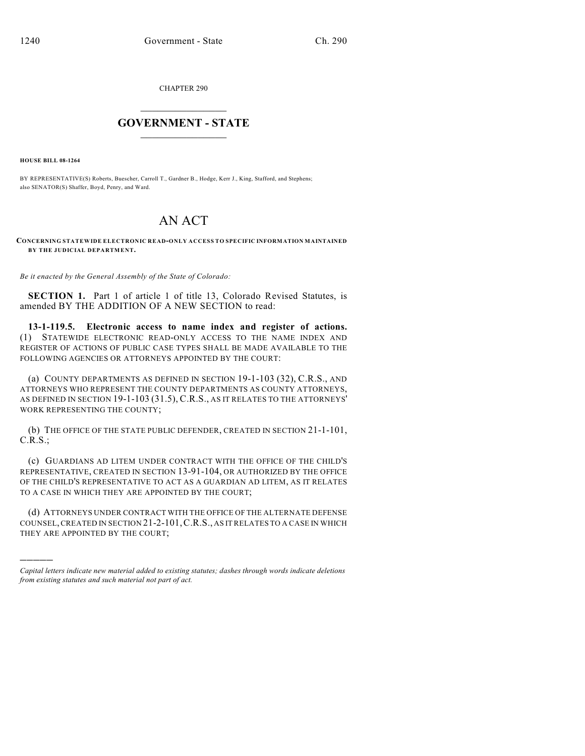CHAPTER 290

# GOVERNMENT - STATE

**HOUSE BILL 08-1264**

BY REPRESENTATIVE(S) Roberts, Buescher, Carroll T., Gardner B., Hodge, Kerr J., King, Stafford, and Stephens; also SENATOR(S) Shaffer, Boyd, Penry, and Ward.

# AN ACT

**CONCERNING STATEWIDE ELECTRONIC READ-ONLY ACCESS TO SPECIFIC INFORMATION MAINTAINED BY THE JUDICIAL DEPARTMENT.**

*Be it enacted by the General Assembly of the State of Colorado:*

**SECTION 1.** Part 1 of article 1 of title 13, Colorado Revised Statutes, is amended BY THE ADDITION OF A NEW SECTION to read:

**13-1-119.5. Electronic access to name index and register of actions.** (1) STATEWIDE ELECTRONIC READ-ONLY ACCESS TO THE NAME INDEX AND REGISTER OF ACTIONS OF PUBLIC CASE TYPES SHALL BE MADE AVAILABLE TO THE FOLLOWING AGENCIES OR ATTORNEYS APPOINTED BY THE COURT:

(a) COUNTY DEPARTMENTS AS DEFINED IN SECTION 19-1-103 (32), C.R.S., AND ATTORNEYS WHO REPRESENT THE COUNTY DEPARTMENTS AS COUNTY ATTORNEYS, AS DEFINED IN SECTION 19-1-103 (31.5), C.R.S., AS IT RELATES TO THE ATTORNEYS' WORK REPRESENTING THE COUNTY;

(b) THE OFFICE OF THE STATE PUBLIC DEFENDER, CREATED IN SECTION 21-1-101, C.R.S.;

(c) GUARDIANS AD LITEM UNDER CONTRACT WITH THE OFFICE OF THE CHILD'S REPRESENTATIVE, CREATED IN SECTION 13-91-104, OR AUTHORIZED BY THE OFFICE OF THE CHILD'S REPRESENTATIVE TO ACT AS A GUARDIAN AD LITEM, AS IT RELATES TO A CASE IN WHICH THEY ARE APPOINTED BY THE COURT;

(d) ATTORNEYS UNDER CONTRACT WITH THE OFFICE OF THE ALTERNATE DEFENSE COUNSEL, CREATED IN SECTION 21-2-101, C.R.S., AS IT RELATES TO A CASE IN WHICH THEY ARE APPOINTED BY THE COURT;

---

*Capital letters indicate new material added to existing statutes; dashes through words indicate deletions from existing statutes and such material not part of act.*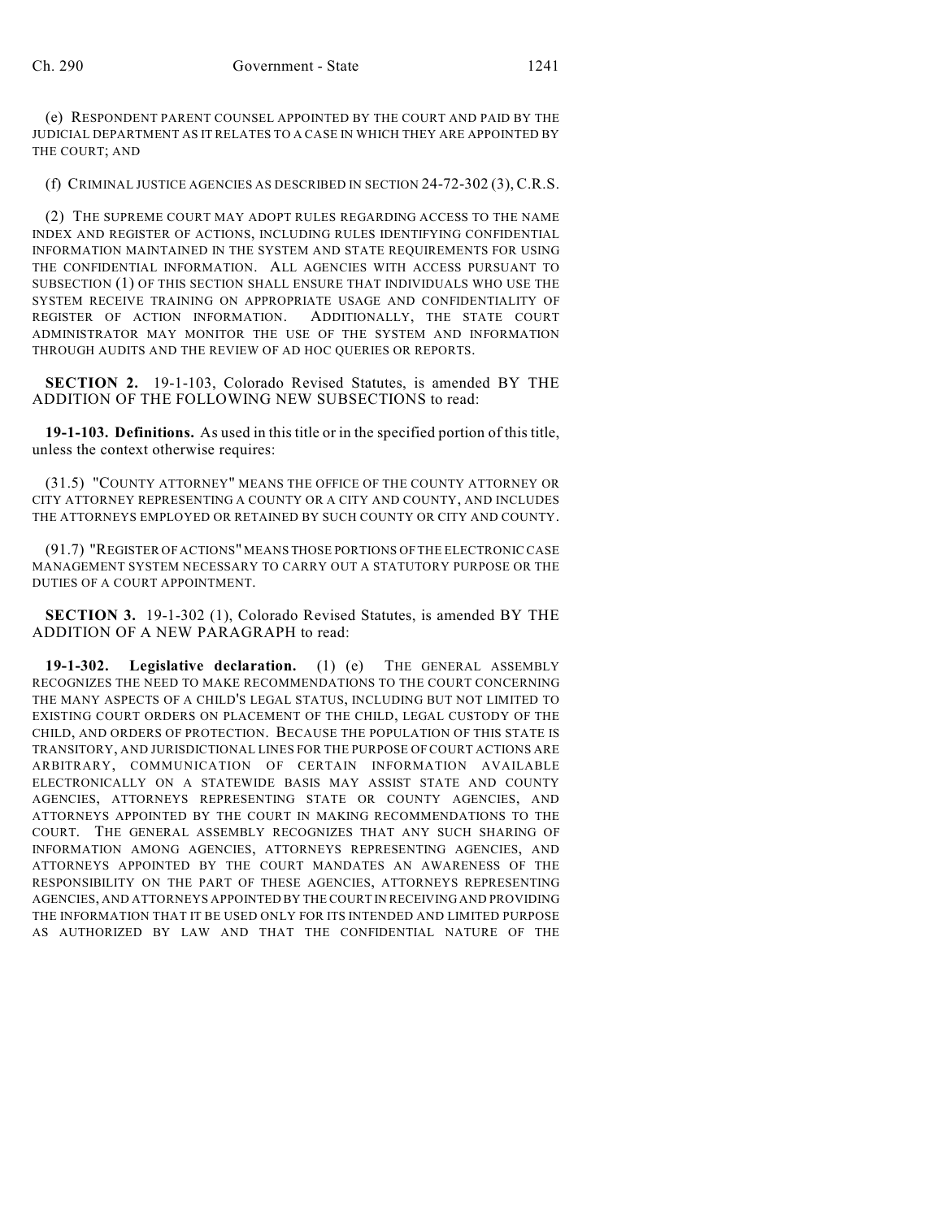(e) RESPONDENT PARENT COUNSEL APPOINTED BY THE COURT AND PAID BY THE JUDICIAL DEPARTMENT AS IT RELATES TO A CASE IN WHICH THEY ARE APPOINTED BY THE COURT; AND

(f) CRIMINAL JUSTICE AGENCIES AS DESCRIBED IN SECTION 24-72-302 (3), C.R.S.

(2) THE SUPREME COURT MAY ADOPT RULES REGARDING ACCESS TO THE NAME INDEX AND REGISTER OF ACTIONS, INCLUDING RULES IDENTIFYING CONFIDENTIAL INFORMATION MAINTAINED IN THE SYSTEM AND STATE REQUIREMENTS FOR USING THE CONFIDENTIAL INFORMATION. ALL AGENCIES WITH ACCESS PURSUANT TO SUBSECTION (1) OF THIS SECTION SHALL ENSURE THAT INDIVIDUALS WHO USE THE SYSTEM RECEIVE TRAINING ON APPROPRIATE USAGE AND CONFIDENTIALITY OF REGISTER OF ACTION INFORMATION. ADDITIONALLY, THE STATE COURT ADMINISTRATOR MAY MONITOR THE USE OF THE SYSTEM AND INFORMATION THROUGH AUDITS AND THE REVIEW OF AD HOC QUERIES OR REPORTS.

**SECTION 2.** 19-1-103, Colorado Revised Statutes, is amended BY THE ADDITION OF THE FOLLOWING NEW SUBSECTIONS to read:

**19-1-103. Definitions.** As used in this title or in the specified portion of this title, unless the context otherwise requires:

(31.5) "COUNTY ATTORNEY" MEANS THE OFFICE OF THE COUNTY ATTORNEY OR CITY ATTORNEY REPRESENTING A COUNTY OR A CITY AND COUNTY, AND INCLUDES THE ATTORNEYS EMPLOYED OR RETAINED BY SUCH COUNTY OR CITY AND COUNTY.

(91.7) "REGISTER OF ACTIONS" MEANS THOSE PORTIONS OF THE ELECTRONIC CASE MANAGEMENT SYSTEM NECESSARY TO CARRY OUT A STATUTORY PURPOSE OR THE DUTIES OF A COURT APPOINTMENT.

**SECTION 3.** 19-1-302 (1), Colorado Revised Statutes, is amended BY THE ADDITION OF A NEW PARAGRAPH to read:

**19-1-302. Legislative declaration.** (1) (e) THE GENERAL ASSEMBLY RECOGNIZES THE NEED TO MAKE RECOMMENDATIONS TO THE COURT CONCERNING THE MANY ASPECTS OF A CHILD'S LEGAL STATUS, INCLUDING BUT NOT LIMITED TO EXISTING COURT ORDERS ON PLACEMENT OF THE CHILD, LEGAL CUSTODY OF THE CHILD, AND ORDERS OF PROTECTION. BECAUSE THE POPULATION OF THIS STATE IS TRANSITORY, AND JURISDICTIONAL LINES FOR THE PURPOSE OF COURT ACTIONS ARE ARBITRARY, COMMUNICATION OF CERTAIN INFORMATION AVAILABLE ELECTRONICALLY ON A STATEWIDE BASIS MAY ASSIST STATE AND COUNTY AGENCIES, ATTORNEYS REPRESENTING STATE OR COUNTY AGENCIES, AND ATTORNEYS APPOINTED BY THE COURT IN MAKING RECOMMENDATIONS TO THE COURT. THE GENERAL ASSEMBLY RECOGNIZES THAT ANY SUCH SHARING OF INFORMATION AMONG AGENCIES, ATTORNEYS REPRESENTING AGENCIES, AND ATTORNEYS APPOINTED BY THE COURT MANDATES AN AWARENESS OF THE RESPONSIBILITY ON THE PART OF THESE AGENCIES, ATTORNEYS REPRESENTING AGENCIES, AND ATTORNEYS APPOINTED BY THE COURT IN RECEIVING AND PROVIDING THE INFORMATION THAT IT BE USED ONLY FOR ITS INTENDED AND LIMITED PURPOSE AS AUTHORIZED BY LAW AND THAT THE CONFIDENTIAL NATURE OF THE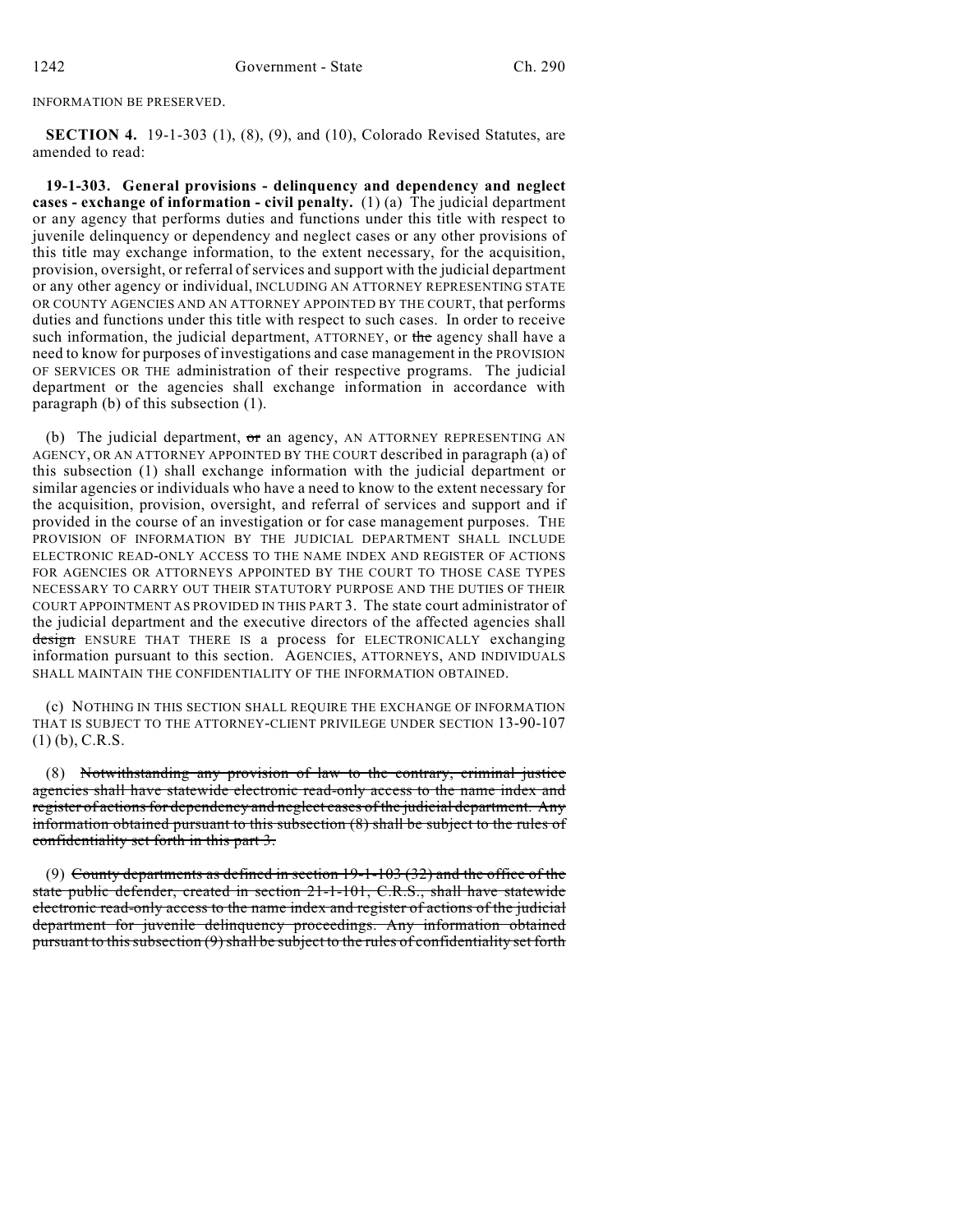INFORMATION BE PRESERVED.

**SECTION 4.** 19-1-303 (1), (8), (9), and (10), Colorado Revised Statutes, are amended to read:

**19-1-303. General provisions - delinquency and dependency and neglect cases - exchange of information - civil penalty.** (1) (a) The judicial department or any agency that performs duties and functions under this title with respect to juvenile delinquency or dependency and neglect cases or any other provisions of this title may exchange information, to the extent necessary, for the acquisition, provision, oversight, or referral of services and support with the judicial department or any other agency or individual, INCLUDING AN ATTORNEY REPRESENTING STATE OR COUNTY AGENCIES AND AN ATTORNEY APPOINTED BY THE COURT, that performs duties and functions under this title with respect to such cases. In order to receive such information, the judicial department, ATTORNEY, or ~~the~~ agency shall have a need to know for purposes of investigations and case management in the PROVISION OF SERVICES OR THE administration of their respective programs. The judicial department or the agencies shall exchange information in accordance with paragraph (b) of this subsection (1).

(b) The judicial department, ~~or~~ an agency, AN ATTORNEY REPRESENTING AN AGENCY, OR AN ATTORNEY APPOINTED BY THE COURT described in paragraph (a) of this subsection (1) shall exchange information with the judicial department or similar agencies or individuals who have a need to know to the extent necessary for the acquisition, provision, oversight, and referral of services and support and if provided in the course of an investigation or for case management purposes. THE PROVISION OF INFORMATION BY THE JUDICIAL DEPARTMENT SHALL INCLUDE ELECTRONIC READ-ONLY ACCESS TO THE NAME INDEX AND REGISTER OF ACTIONS FOR AGENCIES OR ATTORNEYS APPOINTED BY THE COURT TO THOSE CASE TYPES NECESSARY TO CARRY OUT THEIR STATUTORY PURPOSE AND THE DUTIES OF THEIR COURT APPOINTMENT AS PROVIDED IN THIS PART 3. The state court administrator of the judicial department and the executive directors of the affected agencies shall ~~design~~ ENSURE THAT THERE IS a process for ELECTRONICALLY exchanging information pursuant to this section. AGENCIES, ATTORNEYS, AND INDIVIDUALS SHALL MAINTAIN THE CONFIDENTIALITY OF THE INFORMATION OBTAINED.

(c) NOTHING IN THIS SECTION SHALL REQUIRE THE EXCHANGE OF INFORMATION THAT IS SUBJECT TO THE ATTORNEY-CLIENT PRIVILEGE UNDER SECTION 13-90-107 (1) (b), C.R.S.

(8) ~~Notwithstanding any provision of law to the contrary, criminal justice agencies shall have statewide electronic read-only access to the name index and register of actions for dependency and neglect cases of the judicial department. Any information obtained pursuant to this subsection (8) shall be subject to the rules of confidentiality set forth in this part 3.~~

(9) ~~County departments as defined in section 19-1-103 (32) and the office of the state public defender, created in section 21-1-101, C.R.S., shall have statewide electronic read-only access to the name index and register of actions of the judicial department for juvenile delinquency proceedings. Any information obtained pursuant to this subsection (9) shall be subject to the rules of confidentiality set forth~~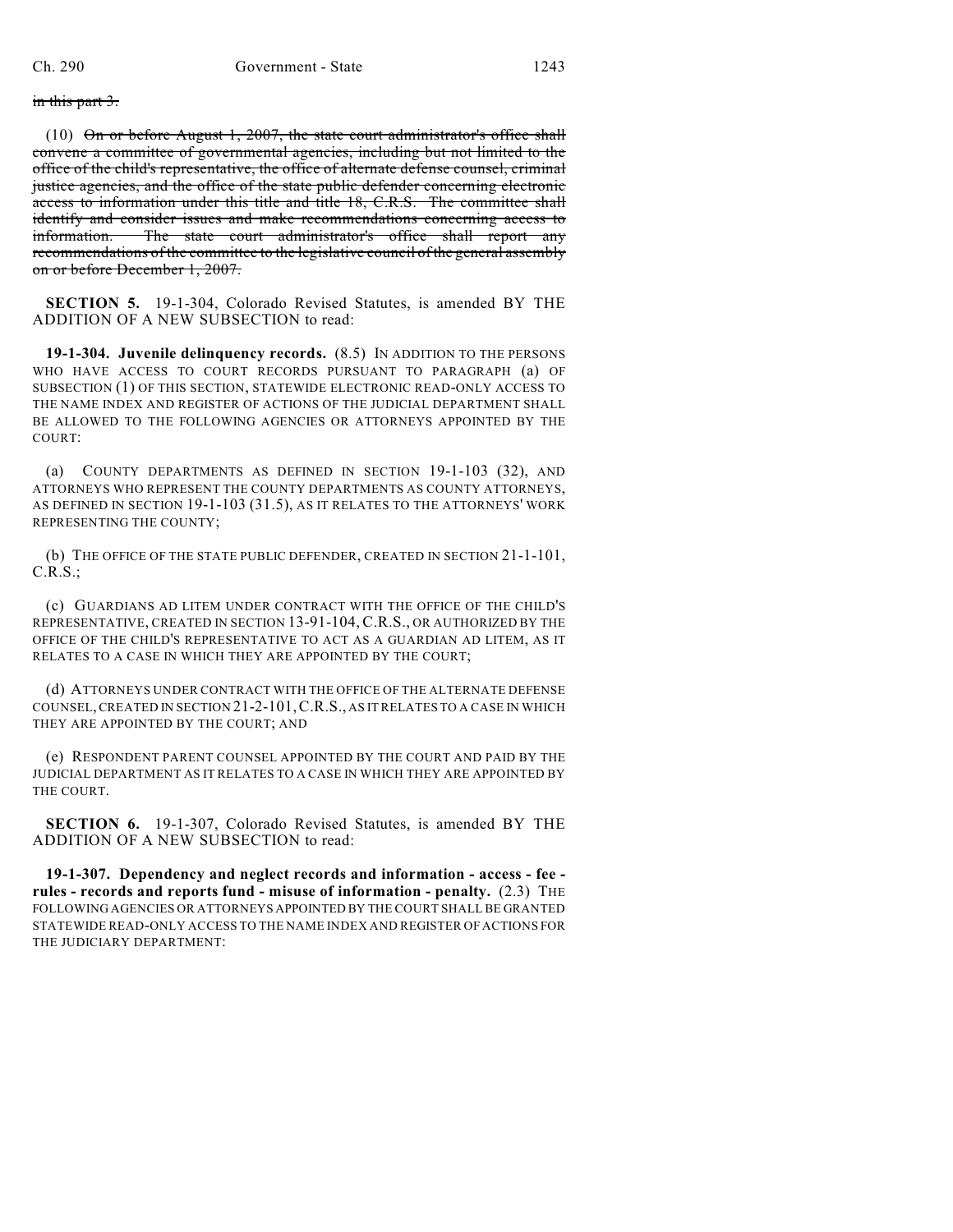~~in this part 3.~~

(10) ~~On or before August 1, 2007, the state court administrator's office shall convene a committee of governmental agencies, including but not limited to the office of the child's representative, the office of alternate defense counsel, criminal justice agencies, and the office of the state public defender concerning electronic access to information under this title and title 18, C.R.S. The committee shall identify and consider issues and make recommendations concerning access to information. The state court administrator's office shall report any recommendations of the committee to the legislative council of the general assembly on or before December 1, 2007.~~

**SECTION 5.** 19-1-304, Colorado Revised Statutes, is amended BY THE ADDITION OF A NEW SUBSECTION to read:

**19-1-304. Juvenile delinquency records.** (8.5) IN ADDITION TO THE PERSONS WHO HAVE ACCESS TO COURT RECORDS PURSUANT TO PARAGRAPH (a) OF SUBSECTION (1) OF THIS SECTION, STATEWIDE ELECTRONIC READ-ONLY ACCESS TO THE NAME INDEX AND REGISTER OF ACTIONS OF THE JUDICIAL DEPARTMENT SHALL BE ALLOWED TO THE FOLLOWING AGENCIES OR ATTORNEYS APPOINTED BY THE COURT:

(a) COUNTY DEPARTMENTS AS DEFINED IN SECTION 19-1-103 (32), AND ATTORNEYS WHO REPRESENT THE COUNTY DEPARTMENTS AS COUNTY ATTORNEYS, AS DEFINED IN SECTION 19-1-103 (31.5), AS IT RELATES TO THE ATTORNEYS' WORK REPRESENTING THE COUNTY;

(b) THE OFFICE OF THE STATE PUBLIC DEFENDER, CREATED IN SECTION 21-1-101, C.R.S.;

(c) GUARDIANS AD LITEM UNDER CONTRACT WITH THE OFFICE OF THE CHILD'S REPRESENTATIVE, CREATED IN SECTION 13-91-104, C.R.S., OR AUTHORIZED BY THE OFFICE OF THE CHILD'S REPRESENTATIVE TO ACT AS A GUARDIAN AD LITEM, AS IT RELATES TO A CASE IN WHICH THEY ARE APPOINTED BY THE COURT;

(d) ATTORNEYS UNDER CONTRACT WITH THE OFFICE OF THE ALTERNATE DEFENSE COUNSEL, CREATED IN SECTION 21-2-101, C.R.S., AS IT RELATES TO A CASE IN WHICH THEY ARE APPOINTED BY THE COURT; AND

(e) RESPONDENT PARENT COUNSEL APPOINTED BY THE COURT AND PAID BY THE JUDICIAL DEPARTMENT AS IT RELATES TO A CASE IN WHICH THEY ARE APPOINTED BY THE COURT.

**SECTION 6.** 19-1-307, Colorado Revised Statutes, is amended BY THE ADDITION OF A NEW SUBSECTION to read:

**19-1-307. Dependency and neglect records and information - access - fee - rules - records and reports fund - misuse of information - penalty.** (2.3) THE FOLLOWING AGENCIES OR ATTORNEYS APPOINTED BY THE COURT SHALL BE GRANTED STATEWIDE READ-ONLY ACCESS TO THE NAME INDEX AND REGISTER OF ACTIONS FOR THE JUDICIARY DEPARTMENT: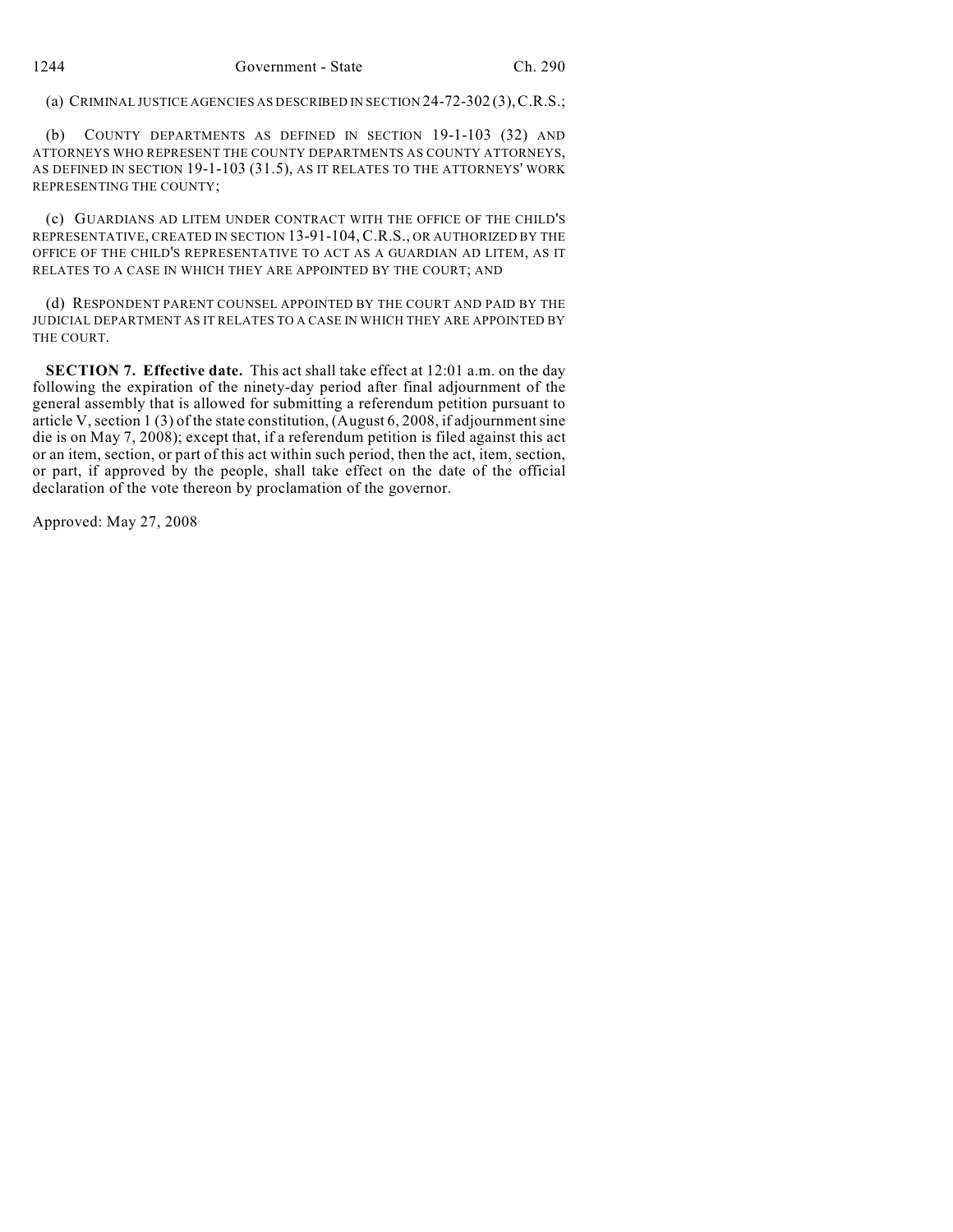(a) CRIMINAL JUSTICE AGENCIES AS DESCRIBED IN SECTION 24-72-302 (3), C.R.S.;

(b) COUNTY DEPARTMENTS AS DEFINED IN SECTION 19-1-103 (32) AND ATTORNEYS WHO REPRESENT THE COUNTY DEPARTMENTS AS COUNTY ATTORNEYS, AS DEFINED IN SECTION 19-1-103 (31.5), AS IT RELATES TO THE ATTORNEYS' WORK REPRESENTING THE COUNTY;

(c) GUARDIANS AD LITEM UNDER CONTRACT WITH THE OFFICE OF THE CHILD'S REPRESENTATIVE, CREATED IN SECTION 13-91-104, C.R.S., OR AUTHORIZED BY THE OFFICE OF THE CHILD'S REPRESENTATIVE TO ACT AS A GUARDIAN AD LITEM, AS IT RELATES TO A CASE IN WHICH THEY ARE APPOINTED BY THE COURT; AND

(d) RESPONDENT PARENT COUNSEL APPOINTED BY THE COURT AND PAID BY THE JUDICIAL DEPARTMENT AS IT RELATES TO A CASE IN WHICH THEY ARE APPOINTED BY THE COURT.

**SECTION 7. Effective date.** This act shall take effect at 12:01 a.m. on the day following the expiration of the ninety-day period after final adjournment of the general assembly that is allowed for submitting a referendum petition pursuant to article V, section 1 (3) of the state constitution, (August 6, 2008, if adjournment sine die is on May 7, 2008); except that, if a referendum petition is filed against this act or an item, section, or part of this act within such period, then the act, item, section, or part, if approved by the people, shall take effect on the date of the official declaration of the vote thereon by proclamation of the governor.

Approved: May 27, 2008